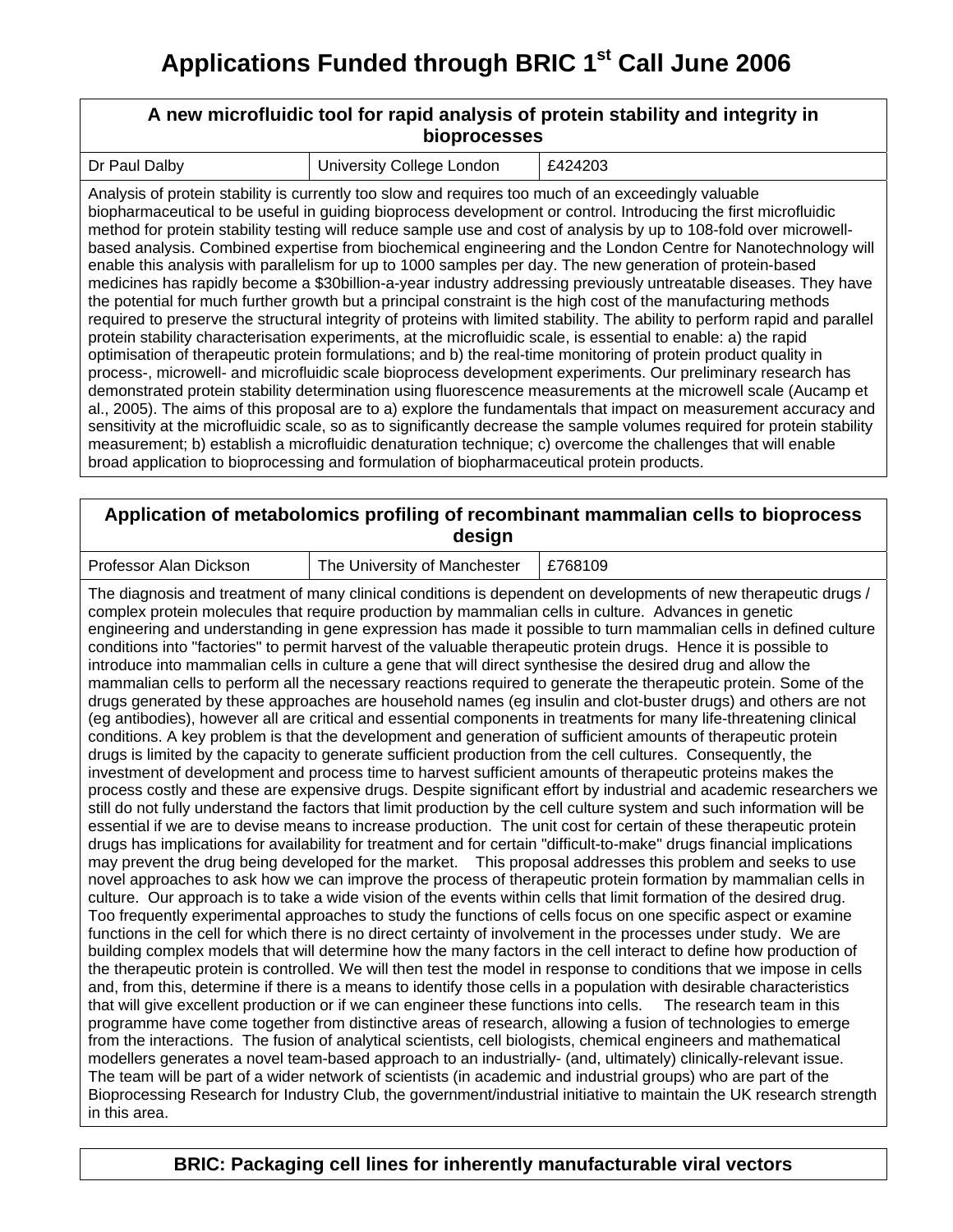# Applications Funded through BRIC 1st Call June 2006

## A new microfluidic tool for rapid analysis of protein stability and integrity in bioprocesses

| Dr Paul Dalby | University College London | £424203 |
| --- | --- | --- |

Analysis of protein stability is currently too slow and requires too much of an exceedingly valuable biopharmaceutical to be useful in guiding bioprocess development or control. Introducing the first microfluidic method for protein stability testing will reduce sample use and cost of analysis by up to 108-fold over microwell-based analysis. Combined expertise from biochemical engineering and the London Centre for Nanotechnology will enable this analysis with parallelism for up to 1000 samples per day. The new generation of protein-based medicines has rapidly become a $30billion-a-year industry addressing previously untreatable diseases. They have the potential for much further growth but a principal constraint is the high cost of the manufacturing methods required to preserve the structural integrity of proteins with limited stability. The ability to perform rapid and parallel protein stability characterisation experiments, at the microfluidic scale, is essential to enable: a) the rapid optimisation of therapeutic protein formulations; and b) the real-time monitoring of protein product quality in process-, microwell- and microfluidic scale bioprocess development experiments. Our preliminary research has demonstrated protein stability determination using fluorescence measurements at the microwell scale (Aucamp et al., 2005). The aims of this proposal are to a) explore the fundamentals that impact on measurement accuracy and sensitivity at the microfluidic scale, so as to significantly decrease the sample volumes required for protein stability measurement; b) establish a microfluidic denaturation technique; c) overcome the challenges that will enable broad application to bioprocessing and formulation of biopharmaceutical protein products.

## Application of metabolomics profiling of recombinant mammalian cells to bioprocess design

| Professor Alan Dickson | The University of Manchester | £768109 |
| --- | --- | --- |

The diagnosis and treatment of many clinical conditions is dependent on developments of new therapeutic drugs / complex protein molecules that require production by mammalian cells in culture. Advances in genetic engineering and understanding in gene expression has made it possible to turn mammalian cells in defined culture conditions into "factories" to permit harvest of the valuable therapeutic protein drugs. Hence it is possible to introduce into mammalian cells in culture a gene that will direct synthesise the desired drug and allow the mammalian cells to perform all the necessary reactions required to generate the therapeutic protein. Some of the drugs generated by these approaches are household names (eg insulin and clot-buster drugs) and others are not (eg antibodies), however all are critical and essential components in treatments for many life-threatening clinical conditions. A key problem is that the development and generation of sufficient amounts of therapeutic protein drugs is limited by the capacity to generate sufficient production from the cell cultures. Consequently, the investment of development and process time to harvest sufficient amounts of therapeutic proteins makes the process costly and these are expensive drugs. Despite significant effort by industrial and academic researchers we still do not fully understand the factors that limit production by the cell culture system and such information will be essential if we are to devise means to increase production. The unit cost for certain of these therapeutic protein drugs has implications for availability for treatment and for certain "difficult-to-make" drugs financial implications may prevent the drug being developed for the market. This proposal addresses this problem and seeks to use novel approaches to ask how we can improve the process of therapeutic protein formation by mammalian cells in culture. Our approach is to take a wide vision of the events within cells that limit formation of the desired drug. Too frequently experimental approaches to study the functions of cells focus on one specific aspect or examine functions in the cell for which there is no direct certainty of involvement in the processes under study. We are building complex models that will determine how the many factors in the cell interact to define how production of the therapeutic protein is controlled. We will then test the model in response to conditions that we impose in cells and, from this, determine if there is a means to identify those cells in a population with desirable characteristics that will give excellent production or if we can engineer these functions into cells. The research team in this programme have come together from distinctive areas of research, allowing a fusion of technologies to emerge from the interactions. The fusion of analytical scientists, cell biologists, chemical engineers and mathematical modellers generates a novel team-based approach to an industrially- (and, ultimately) clinically-relevant issue. The team will be part of a wider network of scientists (in academic and industrial groups) who are part of the Bioprocessing Research for Industry Club, the government/industrial initiative to maintain the UK research strength in this area.

## BRIC: Packaging cell lines for inherently manufacturable viral vectors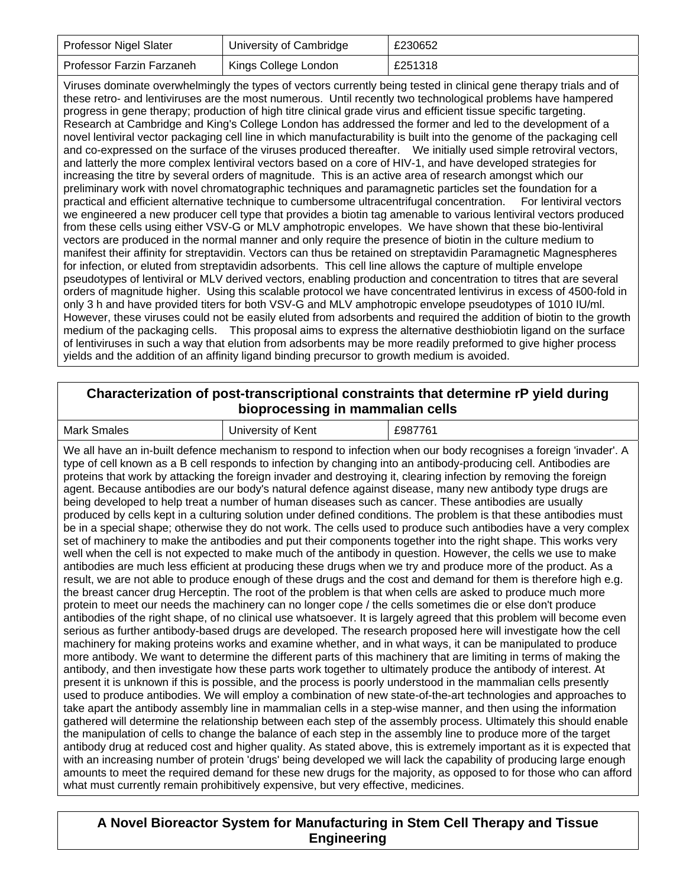| Professor Nigel Slater | University of Cambridge | £230652 |
| --- | --- | --- |
| Professor Farzin Farzaneh | Kings College London | £251318 |

Viruses dominate overwhelmingly the types of vectors currently being tested in clinical gene therapy trials and of these retro- and lentiviruses are the most numerous. Until recently two technological problems have hampered progress in gene therapy; production of high titre clinical grade virus and efficient tissue specific targeting. Research at Cambridge and King's College London has addressed the former and led to the development of a novel lentiviral vector packaging cell line in which manufacturability is built into the genome of the packaging cell and co-expressed on the surface of the viruses produced thereafter. We initially used simple retroviral vectors, and latterly the more complex lentiviral vectors based on a core of HIV-1, and have developed strategies for increasing the titre by several orders of magnitude. This is an active area of research amongst which our preliminary work with novel chromatographic techniques and paramagnetic particles set the foundation for a practical and efficient alternative technique to cumbersome ultracentrifugal concentration. For lentiviral vectors we engineered a new producer cell type that provides a biotin tag amenable to various lentiviral vectors produced from these cells using either VSV-G or MLV amphotropic envelopes. We have shown that these bio-lentiviral vectors are produced in the normal manner and only require the presence of biotin in the culture medium to manifest their affinity for streptavidin. Vectors can thus be retained on streptavidin Paramagnetic Magnespheres for infection, or eluted from streptavidin adsorbents. This cell line allows the capture of multiple envelope pseudotypes of lentiviral or MLV derived vectors, enabling production and concentration to titres that are several orders of magnitude higher. Using this scalable protocol we have concentrated lentivirus in excess of 4500-fold in only 3 h and have provided titers for both VSV-G and MLV amphotropic envelope pseudotypes of 1010 IU/ml. However, these viruses could not be easily eluted from adsorbents and required the addition of biotin to the growth medium of the packaging cells. This proposal aims to express the alternative desthiobiotin ligand on the surface of lentiviruses in such a way that elution from adsorbents may be more readily preformed to give higher process yields and the addition of an affinity ligand binding precursor to growth medium is avoided.

## Characterization of post-transcriptional constraints that determine rP yield during bioprocessing in mammalian cells

| Mark Smales | University of Kent | £987761 |
| --- | --- | --- |

We all have an in-built defence mechanism to respond to infection when our body recognises a foreign 'invader'. A type of cell known as a B cell responds to infection by changing into an antibody-producing cell. Antibodies are proteins that work by attacking the foreign invader and destroying it, clearing infection by removing the foreign agent. Because antibodies are our body's natural defence against disease, many new antibody type drugs are being developed to help treat a number of human diseases such as cancer. These antibodies are usually produced by cells kept in a culturing solution under defined conditions. The problem is that these antibodies must be in a special shape; otherwise they do not work. The cells used to produce such antibodies have a very complex set of machinery to make the antibodies and put their components together into the right shape. This works very well when the cell is not expected to make much of the antibody in question. However, the cells we use to make antibodies are much less efficient at producing these drugs when we try and produce more of the product. As a result, we are not able to produce enough of these drugs and the cost and demand for them is therefore high e.g. the breast cancer drug Herceptin. The root of the problem is that when cells are asked to produce much more protein to meet our needs the machinery can no longer cope / the cells sometimes die or else don't produce antibodies of the right shape, of no clinical use whatsoever. It is largely agreed that this problem will become even serious as further antibody-based drugs are developed. The research proposed here will investigate how the cell machinery for making proteins works and examine whether, and in what ways, it can be manipulated to produce more antibody. We want to determine the different parts of this machinery that are limiting in terms of making the antibody, and then investigate how these parts work together to ultimately produce the antibody of interest. At present it is unknown if this is possible, and the process is poorly understood in the mammalian cells presently used to produce antibodies. We will employ a combination of new state-of-the-art technologies and approaches to take apart the antibody assembly line in mammalian cells in a step-wise manner, and then using the information gathered will determine the relationship between each step of the assembly process. Ultimately this should enable the manipulation of cells to change the balance of each step in the assembly line to produce more of the target antibody drug at reduced cost and higher quality. As stated above, this is extremely important as it is expected that with an increasing number of protein 'drugs' being developed we will lack the capability of producing large enough amounts to meet the required demand for these new drugs for the majority, as opposed to for those who can afford what must currently remain prohibitively expensive, but very effective, medicines.

## A Novel Bioreactor System for Manufacturing in Stem Cell Therapy and Tissue Engineering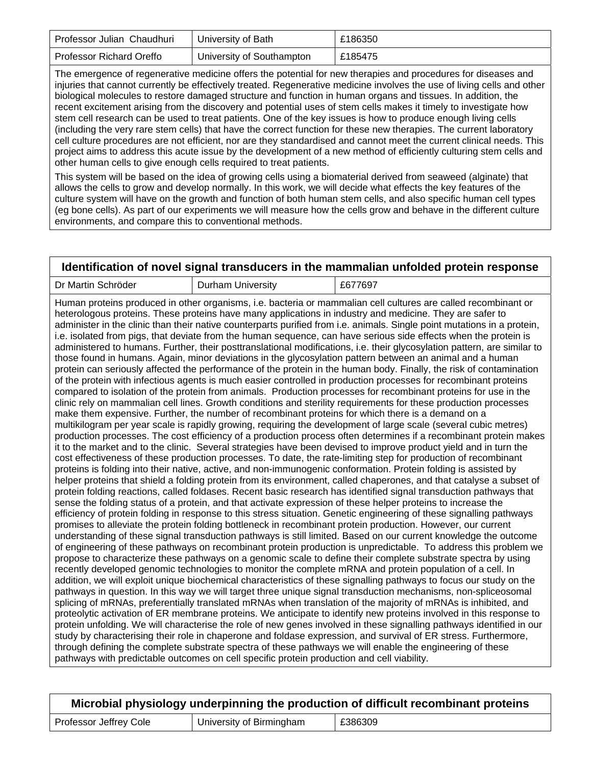| Professor Julian Chaudhuri | University of Bath | £186350 |
| --- | --- | --- |
| Professor Richard Oreffo | University of Southampton | £185475 |

The emergence of regenerative medicine offers the potential for new therapies and procedures for diseases and injuries that cannot currently be effectively treated. Regenerative medicine involves the use of living cells and other biological molecules to restore damaged structure and function in human organs and tissues. In addition, the recent excitement arising from the discovery and potential uses of stem cells makes it timely to investigate how stem cell research can be used to treat patients. One of the key issues is how to produce enough living cells (including the very rare stem cells) that have the correct function for these new therapies. The current laboratory cell culture procedures are not efficient, nor are they standardised and cannot meet the current clinical needs. This project aims to address this acute issue by the development of a new method of efficiently culturing stem cells and other human cells to give enough cells required to treat patients.

This system will be based on the idea of growing cells using a biomaterial derived from seaweed (alginate) that allows the cells to grow and develop normally. In this work, we will decide what effects the key features of the culture system will have on the growth and function of both human stem cells, and also specific human cell types (eg bone cells). As part of our experiments we will measure how the cells grow and behave in the different culture environments, and compare this to conventional methods.

## Identification of novel signal transducers in the mammalian unfolded protein response

| Dr Martin Schröder | Durham University | £677697 |
| --- | --- | --- |

Human proteins produced in other organisms, i.e. bacteria or mammalian cell cultures are called recombinant or heterologous proteins. These proteins have many applications in industry and medicine. They are safer to administer in the clinic than their native counterparts purified from i.e. animals. Single point mutations in a protein, i.e. isolated from pigs, that deviate from the human sequence, can have serious side effects when the protein is administered to humans. Further, their posttranslational modifications, i.e. their glycosylation pattern, are similar to those found in humans. Again, minor deviations in the glycosylation pattern between an animal and a human protein can seriously affected the performance of the protein in the human body. Finally, the risk of contamination of the protein with infectious agents is much easier controlled in production processes for recombinant proteins compared to isolation of the protein from animals. Production processes for recombinant proteins for use in the clinic rely on mammalian cell lines. Growth conditions and sterility requirements for these production processes make them expensive. Further, the number of recombinant proteins for which there is a demand on a multikilogram per year scale is rapidly growing, requiring the development of large scale (several cubic metres) production processes. The cost efficiency of a production process often determines if a recombinant protein makes it to the market and to the clinic. Several strategies have been devised to improve product yield and in turn the cost effectiveness of these production processes. To date, the rate-limiting step for production of recombinant proteins is folding into their native, active, and non-immunogenic conformation. Protein folding is assisted by helper proteins that shield a folding protein from its environment, called chaperones, and that catalyse a subset of protein folding reactions, called foldases. Recent basic research has identified signal transduction pathways that sense the folding status of a protein, and that activate expression of these helper proteins to increase the efficiency of protein folding in response to this stress situation. Genetic engineering of these signalling pathways promises to alleviate the protein folding bottleneck in recombinant protein production. However, our current understanding of these signal transduction pathways is still limited. Based on our current knowledge the outcome of engineering of these pathways on recombinant protein production is unpredictable. To address this problem we propose to characterize these pathways on a genomic scale to define their complete substrate spectra by using recently developed genomic technologies to monitor the complete mRNA and protein population of a cell. In addition, we will exploit unique biochemical characteristics of these signalling pathways to focus our study on the pathways in question. In this way we will target three unique signal transduction mechanisms, non-spliceosomal splicing of mRNAs, preferentially translated mRNAs when translation of the majority of mRNAs is inhibited, and proteolytic activation of ER membrane proteins. We anticipate to identify new proteins involved in this response to protein unfolding. We will characterise the role of new genes involved in these signalling pathways identified in our study by characterising their role in chaperone and foldase expression, and survival of ER stress. Furthermore, through defining the complete substrate spectra of these pathways we will enable the engineering of these pathways with predictable outcomes on cell specific protein production and cell viability.

## Microbial physiology underpinning the production of difficult recombinant proteins

| Professor Jeffrey Cole | University of Birmingham | £386309 |
| --- | --- | --- |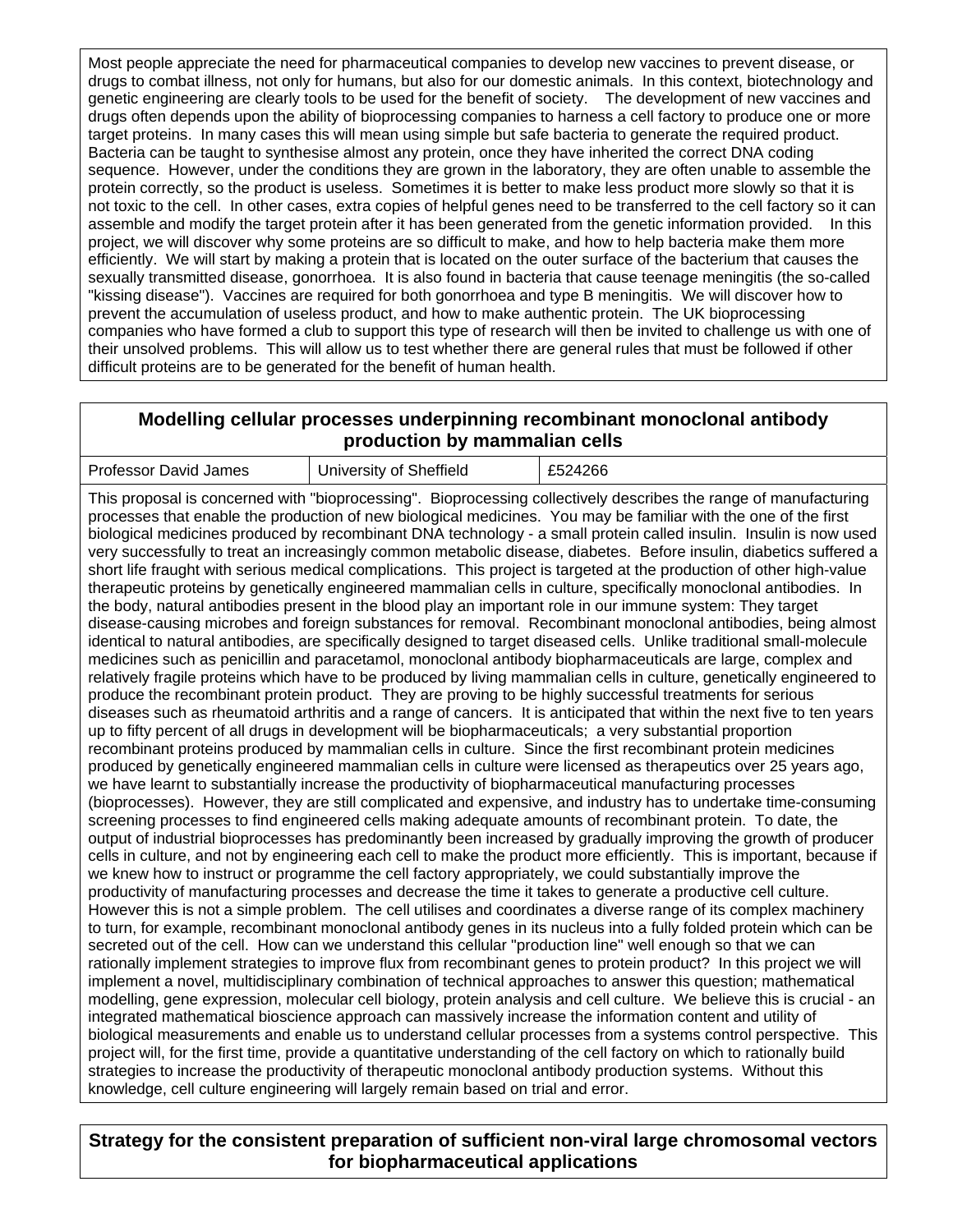Most people appreciate the need for pharmaceutical companies to develop new vaccines to prevent disease, or drugs to combat illness, not only for humans, but also for our domestic animals. In this context, biotechnology and genetic engineering are clearly tools to be used for the benefit of society. The development of new vaccines and drugs often depends upon the ability of bioprocessing companies to harness a cell factory to produce one or more target proteins. In many cases this will mean using simple but safe bacteria to generate the required product. Bacteria can be taught to synthesise almost any protein, once they have inherited the correct DNA coding sequence. However, under the conditions they are grown in the laboratory, they are often unable to assemble the protein correctly, so the product is useless. Sometimes it is better to make less product more slowly so that it is not toxic to the cell. In other cases, extra copies of helpful genes need to be transferred to the cell factory so it can assemble and modify the target protein after it has been generated from the genetic information provided. In this project, we will discover why some proteins are so difficult to make, and how to help bacteria make them more efficiently. We will start by making a protein that is located on the outer surface of the bacterium that causes the sexually transmitted disease, gonorrhoea. It is also found in bacteria that cause teenage meningitis (the so-called "kissing disease"). Vaccines are required for both gonorrhoea and type B meningitis. We will discover how to prevent the accumulation of useless product, and how to make authentic protein. The UK bioprocessing companies who have formed a club to support this type of research will then be invited to challenge us with one of their unsolved problems. This will allow us to test whether there are general rules that must be followed if other difficult proteins are to be generated for the benefit of human health.

## Modelling cellular processes underpinning recombinant monoclonal antibody production by mammalian cells

| Professor David James | University of Sheffield | £524266 |
|---|---|---|

This proposal is concerned with "bioprocessing". Bioprocessing collectively describes the range of manufacturing processes that enable the production of new biological medicines. You may be familiar with the one of the first biological medicines produced by recombinant DNA technology - a small protein called insulin. Insulin is now used very successfully to treat an increasingly common metabolic disease, diabetes. Before insulin, diabetics suffered a short life fraught with serious medical complications. This project is targeted at the production of other high-value therapeutic proteins by genetically engineered mammalian cells in culture, specifically monoclonal antibodies. In the body, natural antibodies present in the blood play an important role in our immune system: They target disease-causing microbes and foreign substances for removal. Recombinant monoclonal antibodies, being almost identical to natural antibodies, are specifically designed to target diseased cells. Unlike traditional small-molecule medicines such as penicillin and paracetamol, monoclonal antibody biopharmaceuticals are large, complex and relatively fragile proteins which have to be produced by living mammalian cells in culture, genetically engineered to produce the recombinant protein product. They are proving to be highly successful treatments for serious diseases such as rheumatoid arthritis and a range of cancers. It is anticipated that within the next five to ten years up to fifty percent of all drugs in development will be biopharmaceuticals; a very substantial proportion recombinant proteins produced by mammalian cells in culture. Since the first recombinant protein medicines produced by genetically engineered mammalian cells in culture were licensed as therapeutics over 25 years ago, we have learnt to substantially increase the productivity of biopharmaceutical manufacturing processes (bioprocesses). However, they are still complicated and expensive, and industry has to undertake time-consuming screening processes to find engineered cells making adequate amounts of recombinant protein. To date, the output of industrial bioprocesses has predominantly been increased by gradually improving the growth of producer cells in culture, and not by engineering each cell to make the product more efficiently. This is important, because if we knew how to instruct or programme the cell factory appropriately, we could substantially improve the productivity of manufacturing processes and decrease the time it takes to generate a productive cell culture. However this is not a simple problem. The cell utilises and coordinates a diverse range of its complex machinery to turn, for example, recombinant monoclonal antibody genes in its nucleus into a fully folded protein which can be secreted out of the cell. How can we understand this cellular "production line" well enough so that we can rationally implement strategies to improve flux from recombinant genes to protein product? In this project we will implement a novel, multidisciplinary combination of technical approaches to answer this question; mathematical modelling, gene expression, molecular cell biology, protein analysis and cell culture. We believe this is crucial - an integrated mathematical bioscience approach can massively increase the information content and utility of biological measurements and enable us to understand cellular processes from a systems control perspective. This project will, for the first time, provide a quantitative understanding of the cell factory on which to rationally build strategies to increase the productivity of therapeutic monoclonal antibody production systems. Without this knowledge, cell culture engineering will largely remain based on trial and error.

## Strategy for the consistent preparation of sufficient non-viral large chromosomal vectors for biopharmaceutical applications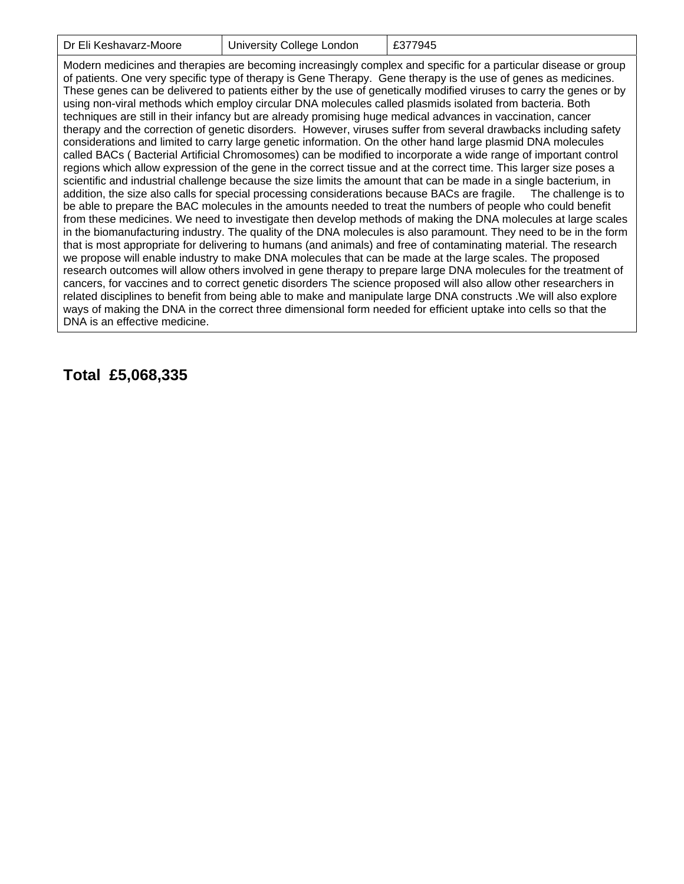| | | |
|---|---|---|
| Dr Eli Keshavarz-Moore | University College London | £377945 |
| Modern medicines and therapies are becoming increasingly complex and specific for a particular disease or group of patients. One very specific type of therapy is Gene Therapy. Gene therapy is the use of genes as medicines. These genes can be delivered to patients either by the use of genetically modified viruses to carry the genes or by using non-viral methods which employ circular DNA molecules called plasmids isolated from bacteria. Both techniques are still in their infancy but are already promising huge medical advances in vaccination, cancer therapy and the correction of genetic disorders. However, viruses suffer from several drawbacks including safety considerations and limited to carry large genetic information. On the other hand large plasmid DNA molecules called BACs ( Bacterial Artificial Chromosomes) can be modified to incorporate a wide range of important control regions which allow expression of the gene in the correct tissue and at the correct time. This larger size poses a scientific and industrial challenge because the size limits the amount that can be made in a single bacterium, in addition, the size also calls for special processing considerations because BACs are fragile. The challenge is to be able to prepare the BAC molecules in the amounts needed to treat the numbers of people who could benefit from these medicines. We need to investigate then develop methods of making the DNA molecules at large scales in the biomanufacturing industry. The quality of the DNA molecules is also paramount. They need to be in the form that is most appropriate for delivering to humans (and animals) and free of contaminating material. The research we propose will enable industry to make DNA molecules that can be made at the large scales. The proposed research outcomes will allow others involved in gene therapy to prepare large DNA molecules for the treatment of cancers, for vaccines and to correct genetic disorders The science proposed will also allow other researchers in related disciplines to benefit from being able to make and manipulate large DNA constructs .We will also explore ways of making the DNA in the correct three dimensional form needed for efficient uptake into cells so that the DNA is an effective medicine. | | |

**Total £5,068,335**